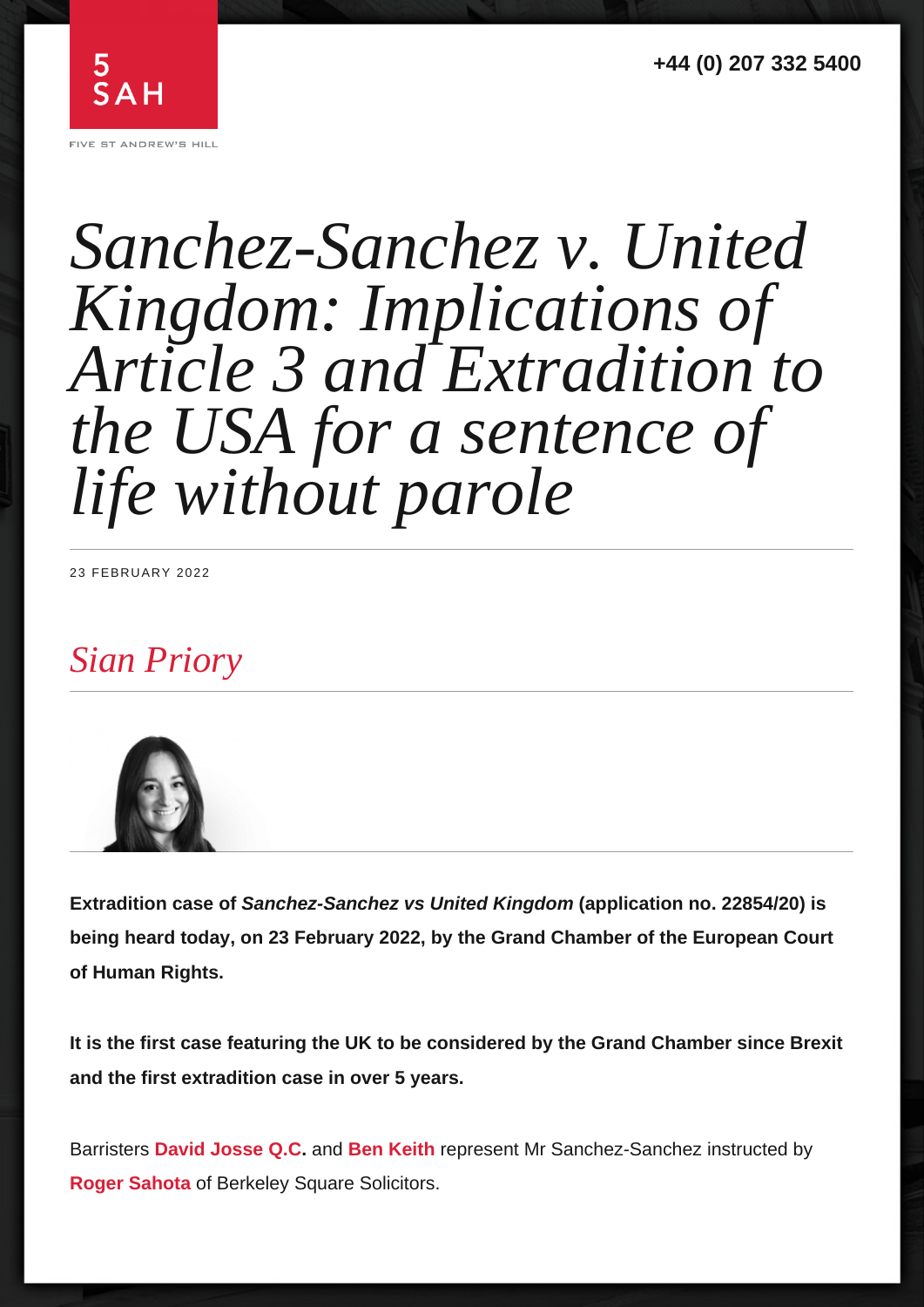# *Sanchez-Sanchez v. United Kingdom: Implications of Article 3 and Extradition to the USA for a sentence of life without parole*

23 FEBRUARY 2022

*Sian Priory*

**Extradition case of *Sanchez-Sanchez vs United Kingdom* (application no. 22854/20) is being heard today, on 23 February 2022, by the Grand Chamber of the European Court of Human Rights.**

**It is the first case featuring the UK to be considered by the Grand Chamber since Brexit and the first extradition case in over 5 years.**

Barristers **David Josse Q.C.** and **Ben Keith** represent Mr Sanchez-Sanchez instructed by **Roger Sahota** of Berkeley Square Solicitors.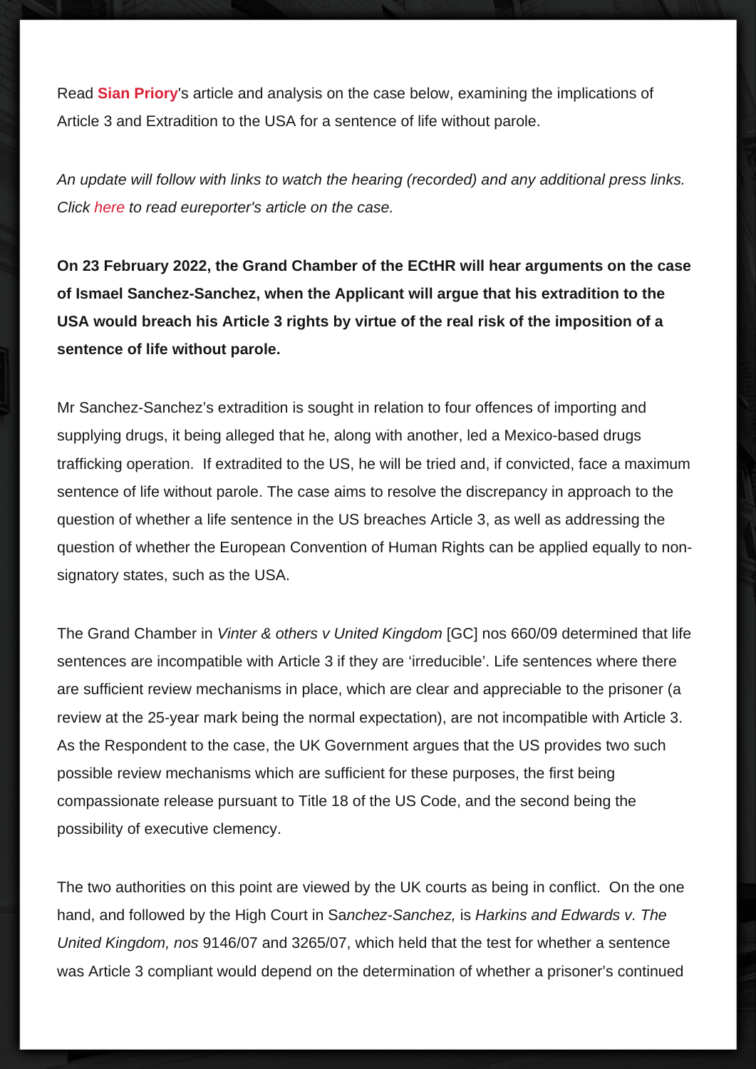Read **Sian Priory**'s article and analysis on the case below, examining the implications of Article 3 and Extradition to the USA for a sentence of life without parole.

*An update will follow with links to watch the hearing (recorded) and any additional press links. Click here to read eureporter's article on the case.*

**On 23 February 2022, the Grand Chamber of the ECtHR will hear arguments on the case of Ismael Sanchez-Sanchez, when the Applicant will argue that his extradition to the USA would breach his Article 3 rights by virtue of the real risk of the imposition of a sentence of life without parole.**

Mr Sanchez-Sanchez's extradition is sought in relation to four offences of importing and supplying drugs, it being alleged that he, along with another, led a Mexico-based drugs trafficking operation. If extradited to the US, he will be tried and, if convicted, face a maximum sentence of life without parole. The case aims to resolve the discrepancy in approach to the question of whether a life sentence in the US breaches Article 3, as well as addressing the question of whether the European Convention of Human Rights can be applied equally to non-signatory states, such as the USA.

The Grand Chamber in *Vinter & others v United Kingdom* [GC] nos 660/09 determined that life sentences are incompatible with Article 3 if they are 'irreducible'. Life sentences where there are sufficient review mechanisms in place, which are clear and appreciable to the prisoner (a review at the 25-year mark being the normal expectation), are not incompatible with Article 3. As the Respondent to the case, the UK Government argues that the US provides two such possible review mechanisms which are sufficient for these purposes, the first being compassionate release pursuant to Title 18 of the US Code, and the second being the possibility of executive clemency.

The two authorities on this point are viewed by the UK courts as being in conflict. On the one hand, and followed by the High Court in S*anchez-Sanchez,* is *Harkins and Edwards v. The United Kingdom, nos* 9146/07 and 3265/07, which held that the test for whether a sentence was Article 3 compliant would depend on the determination of whether a prisoner's continued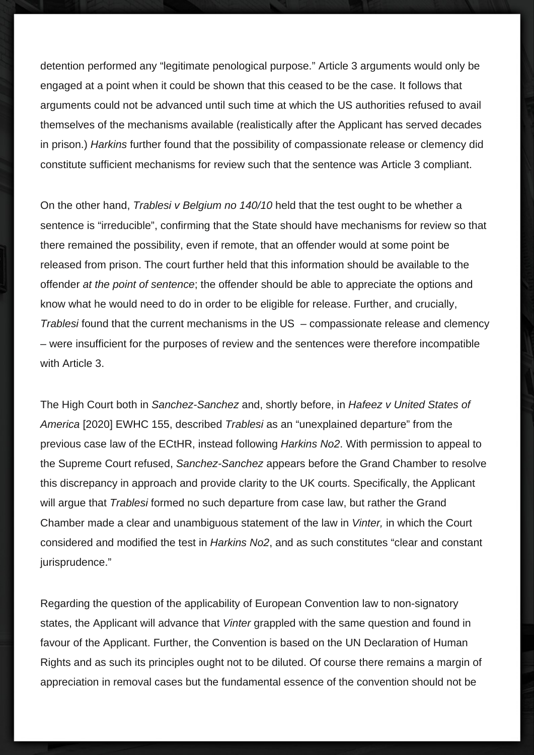detention performed any "legitimate penological purpose." Article 3 arguments would only be engaged at a point when it could be shown that this ceased to be the case. It follows that arguments could not be advanced until such time at which the US authorities refused to avail themselves of the mechanisms available (realistically after the Applicant has served decades in prison.) *Harkins* further found that the possibility of compassionate release or clemency did constitute sufficient mechanisms for review such that the sentence was Article 3 compliant.

On the other hand, *Trablesi v Belgium no 140/10* held that the test ought to be whether a sentence is "irreducible", confirming that the State should have mechanisms for review so that there remained the possibility, even if remote, that an offender would at some point be released from prison. The court further held that this information should be available to the offender *at the point of sentence*; the offender should be able to appreciate the options and know what he would need to do in order to be eligible for release. Further, and crucially, *Trablesi* found that the current mechanisms in the US – compassionate release and clemency – were insufficient for the purposes of review and the sentences were therefore incompatible with Article 3.

The High Court both in *Sanchez-Sanchez* and, shortly before, in *Hafeez v United States of America* [2020] EWHC 155, described *Trablesi* as an "unexplained departure" from the previous case law of the ECtHR, instead following *Harkins No2*. With permission to appeal to the Supreme Court refused, *Sanchez-Sanchez* appears before the Grand Chamber to resolve this discrepancy in approach and provide clarity to the UK courts. Specifically, the Applicant will argue that *Trablesi* formed no such departure from case law, but rather the Grand Chamber made a clear and unambiguous statement of the law in *Vinter,* in which the Court considered and modified the test in *Harkins No2*, and as such constitutes "clear and constant jurisprudence."

Regarding the question of the applicability of European Convention law to non-signatory states, the Applicant will advance that *Vinter* grappled with the same question and found in favour of the Applicant. Further, the Convention is based on the UN Declaration of Human Rights and as such its principles ought not to be diluted. Of course there remains a margin of appreciation in removal cases but the fundamental essence of the convention should not be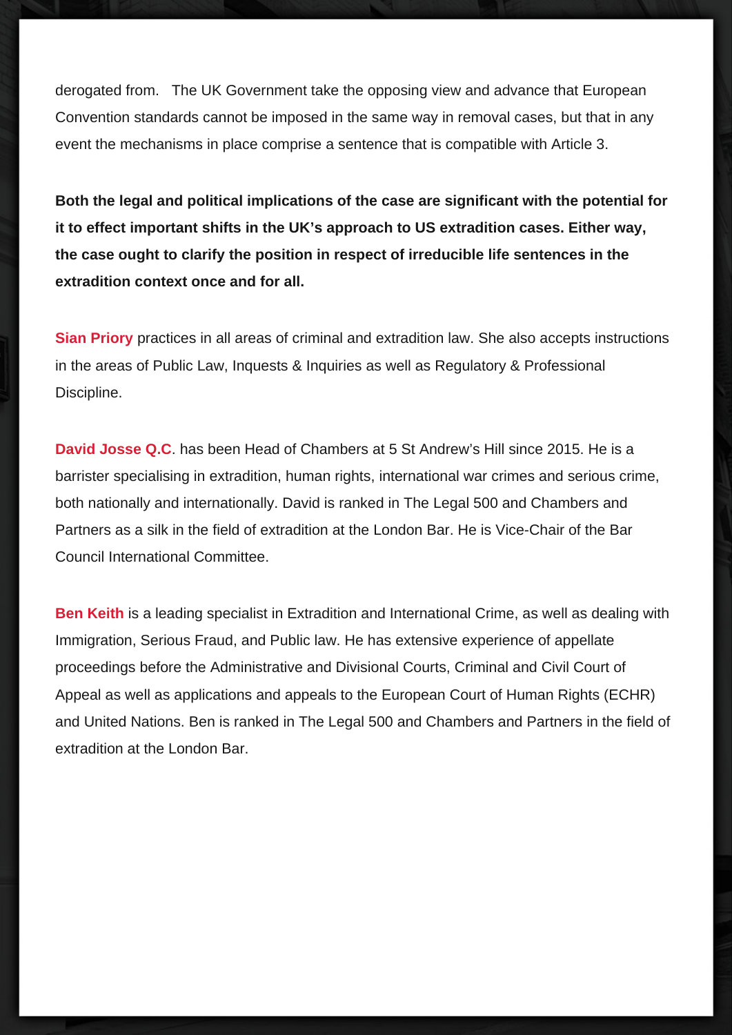derogated from. The UK Government take the opposing view and advance that European Convention standards cannot be imposed in the same way in removal cases, but that in any event the mechanisms in place comprise a sentence that is compatible with Article 3.

**Both the legal and political implications of the case are significant with the potential for it to effect important shifts in the UK's approach to US extradition cases. Either way, the case ought to clarify the position in respect of irreducible life sentences in the extradition context once and for all.**

**Sian Priory** practices in all areas of criminal and extradition law. She also accepts instructions in the areas of Public Law, Inquests & Inquiries as well as Regulatory & Professional Discipline.

**David Josse Q.C**. has been Head of Chambers at 5 St Andrew's Hill since 2015. He is a barrister specialising in extradition, human rights, international war crimes and serious crime, both nationally and internationally. David is ranked in The Legal 500 and Chambers and Partners as a silk in the field of extradition at the London Bar. He is Vice-Chair of the Bar Council International Committee.

**Ben Keith** is a leading specialist in Extradition and International Crime, as well as dealing with Immigration, Serious Fraud, and Public law. He has extensive experience of appellate proceedings before the Administrative and Divisional Courts, Criminal and Civil Court of Appeal as well as applications and appeals to the European Court of Human Rights (ECHR) and United Nations. Ben is ranked in The Legal 500 and Chambers and Partners in the field of extradition at the London Bar.